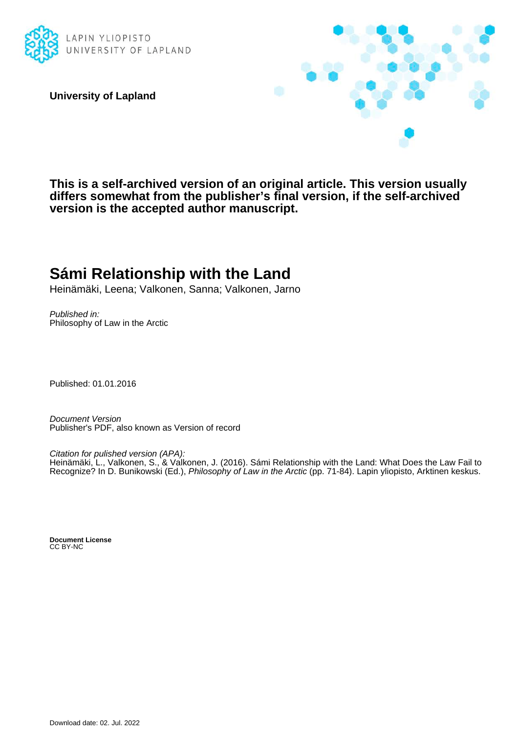LAPIN YLIOPISTO
UNIVERSITY OF LAPLAND

**University of Lapland**

**This is a self-archived version of an original article. This version usually differs somewhat from the publisher's final version, if the self-archived version is the accepted author manuscript.**

# Sámi Relationship with the Land

Heinämäki, Leena; Valkonen, Sanna; Valkonen, Jarno

*Published in:*
Philosophy of Law in the Arctic

Published: 01.01.2016

*Document Version*
Publisher's PDF, also known as Version of record

*Citation for pulished version (APA):*
Heinämäki, L., Valkonen, S., & Valkonen, J. (2016). Sámi Relationship with the Land: What Does the Law Fail to Recognize? In D. Bunikowski (Ed.), *Philosophy of Law in the Arctic* (pp. 71-84). Lapin yliopisto, Arktinen keskus.

**Document License**
CC BY-NC

Download date: 02. Jul. 2022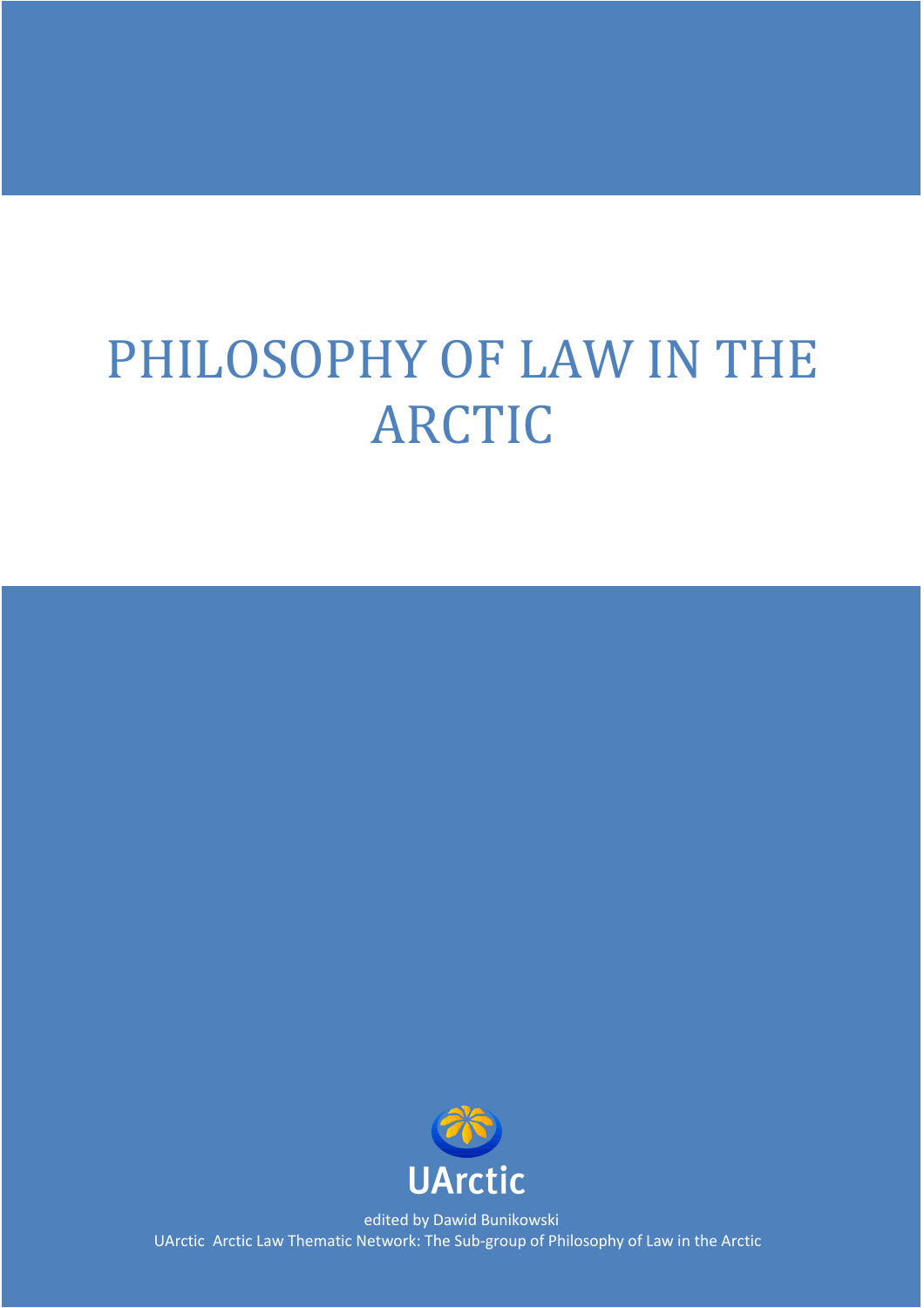# PHILOSOPHY OF LAW IN THE ARCTIC

UArctic

edited by Dawid Bunikowski

UArctic Arctic Law Thematic Network: The Sub-group of Philosophy of Law in the Arctic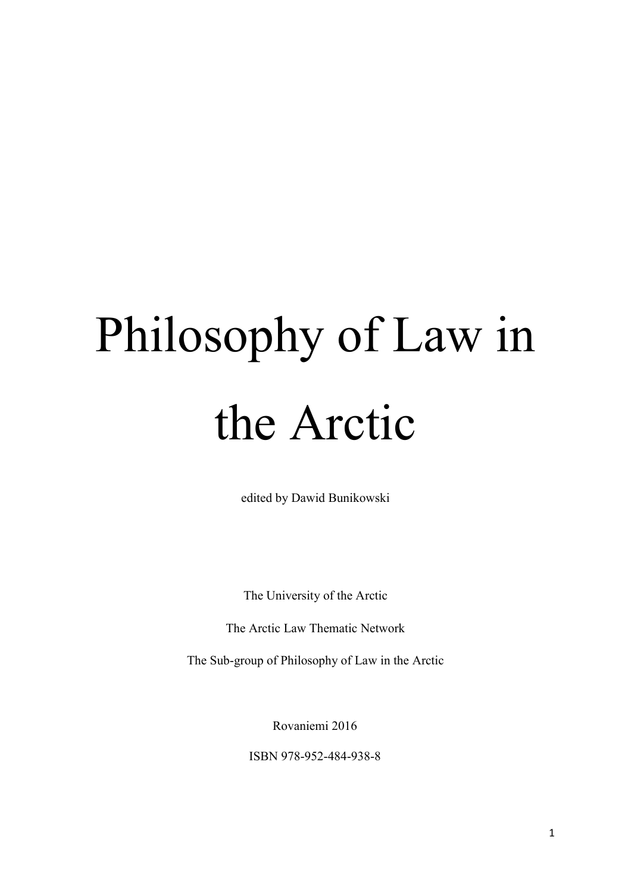# Philosophy of Law in the Arctic

edited by Dawid Bunikowski

The University of the Arctic

The Arctic Law Thematic Network

The Sub-group of Philosophy of Law in the Arctic

Rovaniemi 2016

ISBN 978-952-484-938-8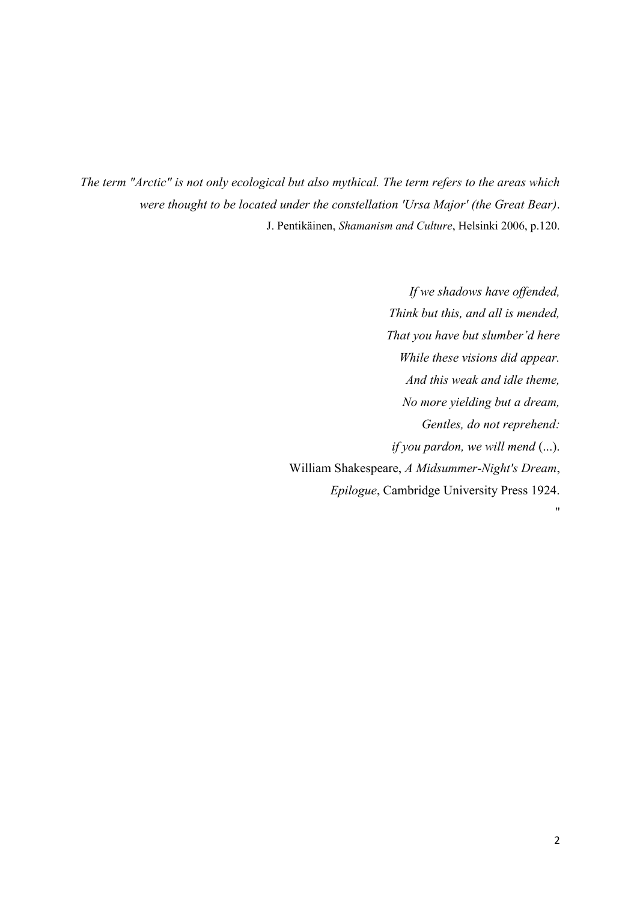*The term "Arctic" is not only ecological but also mythical. The term refers to the areas which were thought to be located under the constellation 'Ursa Major' (the Great Bear)*.
J. Pentikäinen, *Shamanism and Culture*, Helsinki 2006, p.120.

*If we shadows have offended,*
*Think but this, and all is mended,*
*That you have but slumber'd here*
*While these visions did appear.*
*And this weak and idle theme,*
*No more yielding but a dream,*
*Gentles, do not reprehend:*
*if you pardon, we will mend* (...).
William Shakespeare, *A Midsummer-Night's Dream*,
*Epilogue*, Cambridge University Press 1924.
"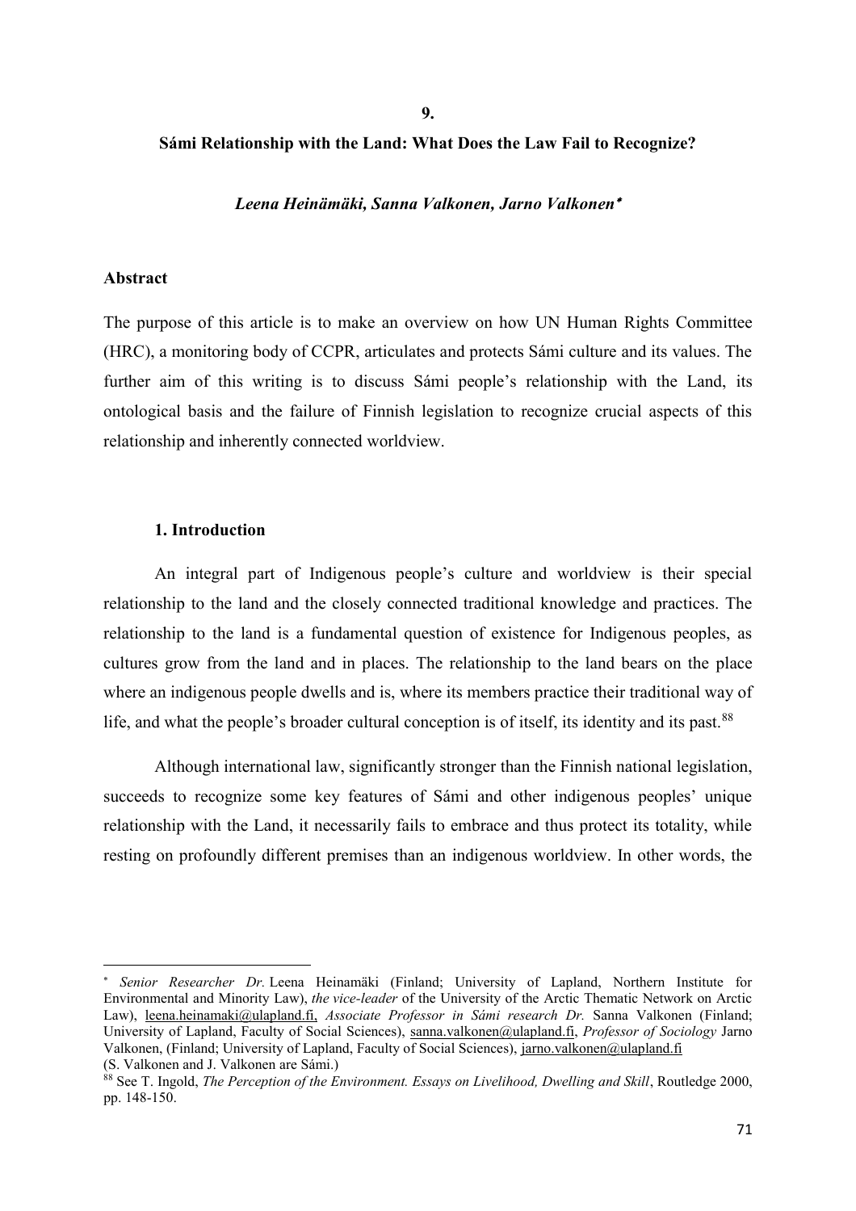## 9.

## Sámi Relationship with the Land: What Does the Law Fail to Recognize?

***Leena Heinämäki, Sanna Valkonen, Jarno Valkonen*** [*]

### Abstract

The purpose of this article is to make an overview on how UN Human Rights Committee (HRC), a monitoring body of CCPR, articulates and protects Sámi culture and its values. The further aim of this writing is to discuss Sámi people's relationship with the Land, its ontological basis and the failure of Finnish legislation to recognize crucial aspects of this relationship and inherently connected worldview.

### 1. Introduction

An integral part of Indigenous people's culture and worldview is their special relationship to the land and the closely connected traditional knowledge and practices. The relationship to the land is a fundamental question of existence for Indigenous peoples, as cultures grow from the land and in places. The relationship to the land bears on the place where an indigenous people dwells and is, where its members practice their traditional way of life, and what the people's broader cultural conception is of itself, its identity and its past.[88]

Although international law, significantly stronger than the Finnish national legislation, succeeds to recognize some key features of Sámi and other indigenous peoples' unique relationship with the Land, it necessarily fails to embrace and thus protect its totality, while resting on profoundly different premises than an indigenous worldview. In other words, the

---

[*] *Senior Researcher Dr.* Leena Heinamäki (Finland; University of Lapland, Northern Institute for Environmental and Minority Law), *the vice-leader* of the University of the Arctic Thematic Network on Arctic Law), leena.heinamaki@ulapland.fi, *Associate Professor in Sámi research Dr.* Sanna Valkonen (Finland; University of Lapland, Faculty of Social Sciences), sanna.valkonen@ulapland.fi, *Professor of Sociology* Jarno Valkonen, (Finland; University of Lapland, Faculty of Social Sciences), jarno.valkonen@ulapland.fi (S. Valkonen and J. Valkonen are Sámi.)

[88] See T. Ingold, *The Perception of the Environment. Essays on Livelihood, Dwelling and Skill*, Routledge 2000, pp. 148-150.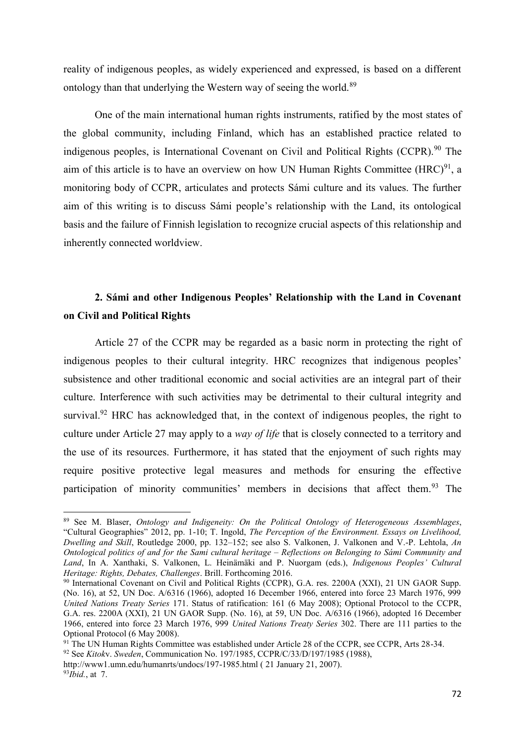reality of indigenous peoples, as widely experienced and expressed, is based on a different ontology than that underlying the Western way of seeing the world.[89]

One of the main international human rights instruments, ratified by the most states of the global community, including Finland, which has an established practice related to indigenous peoples, is International Covenant on Civil and Political Rights (CCPR).[90] The aim of this article is to have an overview on how UN Human Rights Committee (HRC)[91], a monitoring body of CCPR, articulates and protects Sámi culture and its values. The further aim of this writing is to discuss Sámi people's relationship with the Land, its ontological basis and the failure of Finnish legislation to recognize crucial aspects of this relationship and inherently connected worldview.

## 2. Sámi and other Indigenous Peoples' Relationship with the Land in Covenant on Civil and Political Rights

Article 27 of the CCPR may be regarded as a basic norm in protecting the right of indigenous peoples to their cultural integrity. HRC recognizes that indigenous peoples' subsistence and other traditional economic and social activities are an integral part of their culture. Interference with such activities may be detrimental to their cultural integrity and survival.[92] HRC has acknowledged that, in the context of indigenous peoples, the right to culture under Article 27 may apply to a *way of life* that is closely connected to a territory and the use of its resources. Furthermore, it has stated that the enjoyment of such rights may require positive protective legal measures and methods for ensuring the effective participation of minority communities' members in decisions that affect them.[93] The

---

[89] See M. Blaser, *Ontology and Indigeneity: On the Political Ontology of Heterogeneous Assemblages*, "Cultural Geographies" 2012, pp. 1-10; T. Ingold, *The Perception of the Environment. Essays on Livelihood, Dwelling and Skill*, Routledge 2000, pp. 132–152; see also S. Valkonen, J. Valkonen and V.-P. Lehtola, *An Ontological politics of and for the Sami cultural heritage – Reflections on Belonging to Sámi Community and Land*, In A. Xanthaki, S. Valkonen, L. Heinämäki and P. Nuorgam (eds.), *Indigenous Peoples' Cultural Heritage: Rights, Debates, Challenges*. Brill. Forthcoming 2016.

[90] International Covenant on Civil and Political Rights (CCPR), G.A. res. 2200A (XXI), 21 UN GAOR Supp. (No. 16), at 52, UN Doc. A/6316 (1966), adopted 16 December 1966, entered into force 23 March 1976, 999 *United Nations Treaty Series* 171. Status of ratification: 161 (6 May 2008); Optional Protocol to the CCPR, G.A. res. 2200A (XXI), 21 UN GAOR Supp. (No. 16), at 59, UN Doc. A/6316 (1966), adopted 16 December 1966, entered into force 23 March 1976, 999 *United Nations Treaty Series* 302. There are 111 parties to the Optional Protocol (6 May 2008).

[91] The UN Human Rights Committee was established under Article 28 of the CCPR, see CCPR, Arts 28-34.

[92] See *Kitok*v. *Sweden*, Communication No. 197/1985, CCPR/C/33/D/197/1985 (1988), http://www1.umn.edu/humanrts/undocs/197-1985.html ( 21 January 21, 2007).

[93] *Ibid.*, at 7.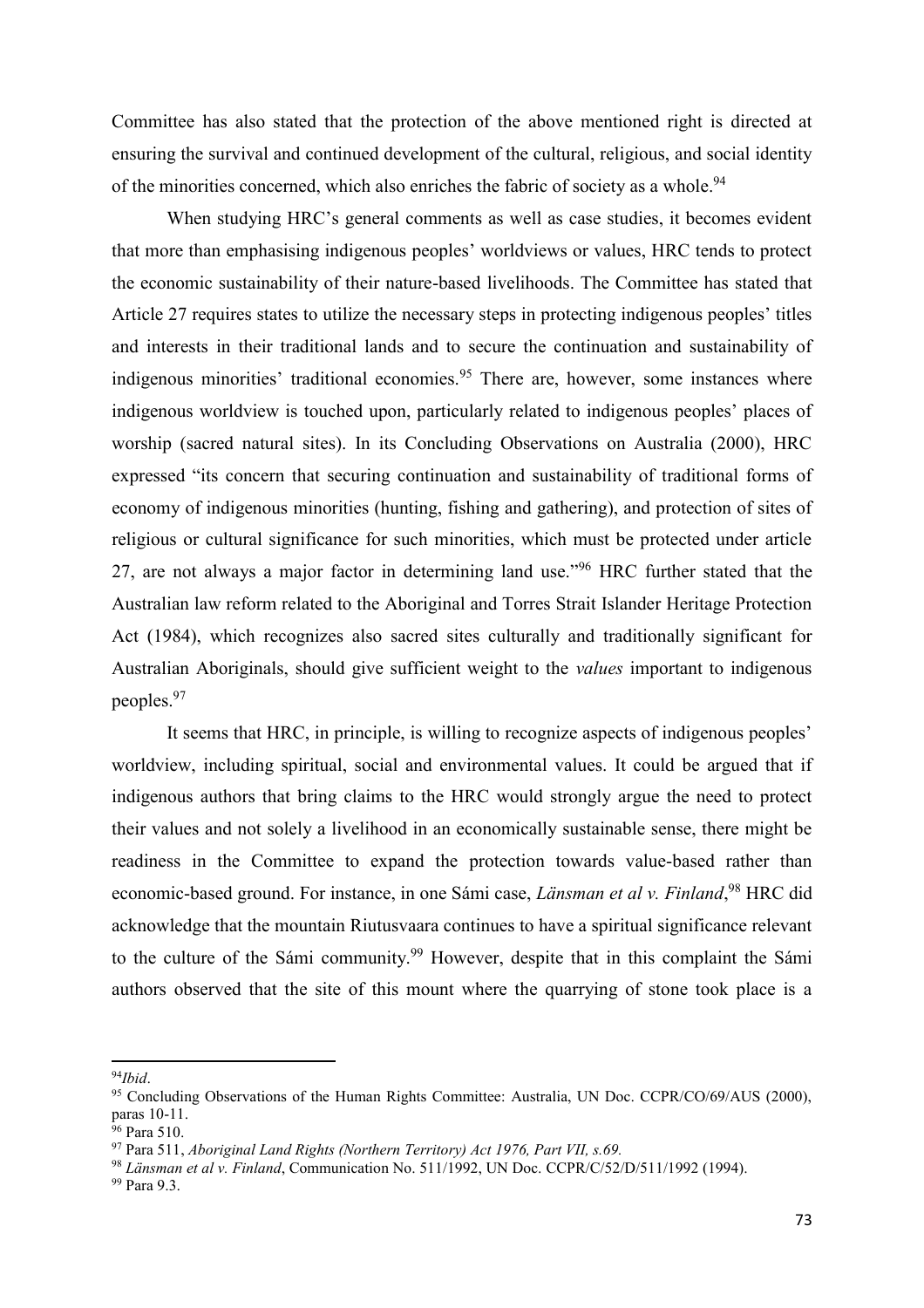Committee has also stated that the protection of the above mentioned right is directed at ensuring the survival and continued development of the cultural, religious, and social identity of the minorities concerned, which also enriches the fabric of society as a whole.[94]

When studying HRC's general comments as well as case studies, it becomes evident that more than emphasising indigenous peoples' worldviews or values, HRC tends to protect the economic sustainability of their nature-based livelihoods. The Committee has stated that Article 27 requires states to utilize the necessary steps in protecting indigenous peoples' titles and interests in their traditional lands and to secure the continuation and sustainability of indigenous minorities' traditional economies.[95] There are, however, some instances where indigenous worldview is touched upon, particularly related to indigenous peoples' places of worship (sacred natural sites). In its Concluding Observations on Australia (2000), HRC expressed "its concern that securing continuation and sustainability of traditional forms of economy of indigenous minorities (hunting, fishing and gathering), and protection of sites of religious or cultural significance for such minorities, which must be protected under article 27, are not always a major factor in determining land use."[96] HRC further stated that the Australian law reform related to the Aboriginal and Torres Strait Islander Heritage Protection Act (1984), which recognizes also sacred sites culturally and traditionally significant for Australian Aboriginals, should give sufficient weight to the *values* important to indigenous peoples.[97]

It seems that HRC, in principle, is willing to recognize aspects of indigenous peoples' worldview, including spiritual, social and environmental values. It could be argued that if indigenous authors that bring claims to the HRC would strongly argue the need to protect their values and not solely a livelihood in an economically sustainable sense, there might be readiness in the Committee to expand the protection towards value-based rather than economic-based ground. For instance, in one Sámi case, *Länsman et al v. Finland*,[98] HRC did acknowledge that the mountain Riutusvaara continues to have a spiritual significance relevant to the culture of the Sámi community.[99] However, despite that in this complaint the Sámi authors observed that the site of this mount where the quarrying of stone took place is a

---

[94] *Ibid*.

[95] Concluding Observations of the Human Rights Committee: Australia, UN Doc. CCPR/CO/69/AUS (2000), paras 10-11.

[96] Para 510.

[97] Para 511, *Aboriginal Land Rights (Northern Territory) Act 1976, Part VII, s.69.*

[98] *Länsman et al v. Finland*, Communication No. 511/1992, UN Doc. CCPR/C/52/D/511/1992 (1994).

[99] Para 9.3.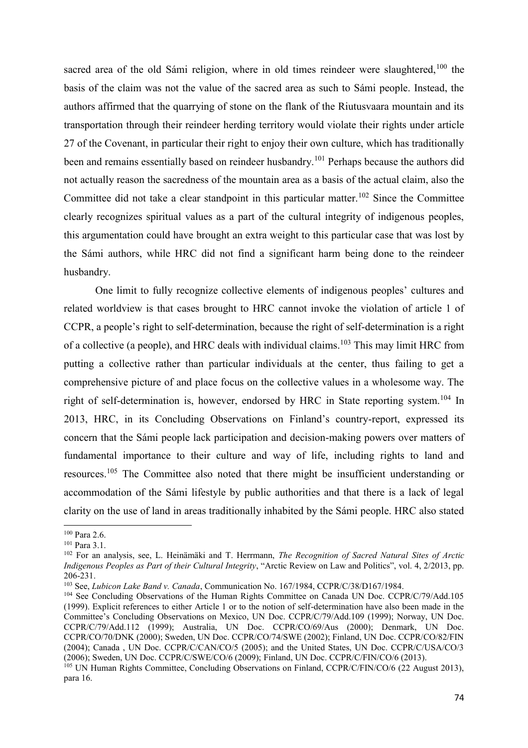sacred area of the old Sámi religion, where in old times reindeer were slaughtered,[100] the basis of the claim was not the value of the sacred area as such to Sámi people. Instead, the authors affirmed that the quarrying of stone on the flank of the Riutusvaara mountain and its transportation through their reindeer herding territory would violate their rights under article 27 of the Covenant, in particular their right to enjoy their own culture, which has traditionally been and remains essentially based on reindeer husbandry.[101] Perhaps because the authors did not actually reason the sacredness of the mountain area as a basis of the actual claim, also the Committee did not take a clear standpoint in this particular matter.[102] Since the Committee clearly recognizes spiritual values as a part of the cultural integrity of indigenous peoples, this argumentation could have brought an extra weight to this particular case that was lost by the Sámi authors, while HRC did not find a significant harm being done to the reindeer husbandry.

One limit to fully recognize collective elements of indigenous peoples' cultures and related worldview is that cases brought to HRC cannot invoke the violation of article 1 of CCPR, a people's right to self-determination, because the right of self-determination is a right of a collective (a people), and HRC deals with individual claims.[103] This may limit HRC from putting a collective rather than particular individuals at the center, thus failing to get a comprehensive picture of and place focus on the collective values in a wholesome way. The right of self-determination is, however, endorsed by HRC in State reporting system.[104] In 2013, HRC, in its Concluding Observations on Finland's country-report, expressed its concern that the Sámi people lack participation and decision-making powers over matters of fundamental importance to their culture and way of life, including rights to land and resources.[105] The Committee also noted that there might be insufficient understanding or accommodation of the Sámi lifestyle by public authorities and that there is a lack of legal clarity on the use of land in areas traditionally inhabited by the Sámi people. HRC also stated

---

[100] Para 2.6.

[101] Para 3.1.

[102] For an analysis, see, L. Heinämäki and T. Herrmann, *The Recognition of Sacred Natural Sites of Arctic Indigenous Peoples as Part of their Cultural Integrity*, "Arctic Review on Law and Politics", vol. 4, 2/2013, pp. 206-231.

[103] See, *Lubicon Lake Band v. Canada*, Communication No. 167/1984, CCPR/C/38/D167/1984.

[104] See Concluding Observations of the Human Rights Committee on Canada UN Doc. CCPR/C/79/Add.105 (1999). Explicit references to either Article 1 or to the notion of self-determination have also been made in the Committee's Concluding Observations on Mexico, UN Doc. CCPR/C/79/Add.109 (1999); Norway, UN Doc. CCPR/C/79/Add.112 (1999); Australia, UN Doc. CCPR/CO/69/Aus (2000); Denmark, UN Doc. CCPR/CO/70/DNK (2000); Sweden, UN Doc. CCPR/CO/74/SWE (2002); Finland, UN Doc. CCPR/CO/82/FIN (2004); Canada , UN Doc. CCPR/C/CAN/CO/5 (2005); and the United States, UN Doc. CCPR/C/USA/CO/3 (2006); Sweden, UN Doc. CCPR/C/SWE/CO/6 (2009); Finland, UN Doc. CCPR/C/FIN/CO/6 (2013).

[105] UN Human Rights Committee, Concluding Observations on Finland, CCPR/C/FIN/CO/6 (22 August 2013), para 16.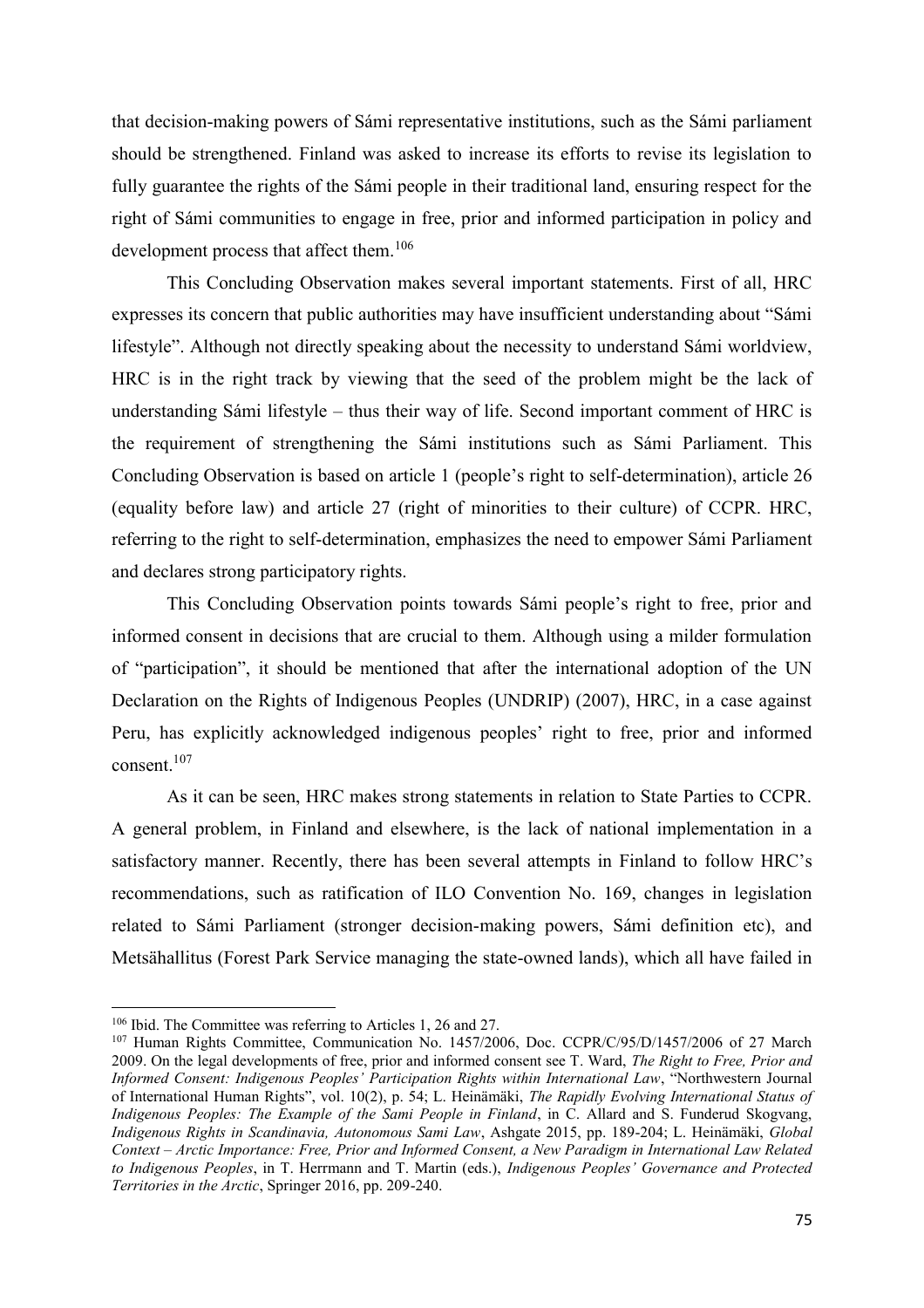that decision-making powers of Sámi representative institutions, such as the Sámi parliament should be strengthened. Finland was asked to increase its efforts to revise its legislation to fully guarantee the rights of the Sámi people in their traditional land, ensuring respect for the right of Sámi communities to engage in free, prior and informed participation in policy and development process that affect them.[106]

This Concluding Observation makes several important statements. First of all, HRC expresses its concern that public authorities may have insufficient understanding about "Sámi lifestyle". Although not directly speaking about the necessity to understand Sámi worldview, HRC is in the right track by viewing that the seed of the problem might be the lack of understanding Sámi lifestyle – thus their way of life. Second important comment of HRC is the requirement of strengthening the Sámi institutions such as Sámi Parliament. This Concluding Observation is based on article 1 (people's right to self-determination), article 26 (equality before law) and article 27 (right of minorities to their culture) of CCPR. HRC, referring to the right to self-determination, emphasizes the need to empower Sámi Parliament and declares strong participatory rights.

This Concluding Observation points towards Sámi people's right to free, prior and informed consent in decisions that are crucial to them. Although using a milder formulation of "participation", it should be mentioned that after the international adoption of the UN Declaration on the Rights of Indigenous Peoples (UNDRIP) (2007), HRC, in a case against Peru, has explicitly acknowledged indigenous peoples' right to free, prior and informed consent.[107]

As it can be seen, HRC makes strong statements in relation to State Parties to CCPR. A general problem, in Finland and elsewhere, is the lack of national implementation in a satisfactory manner. Recently, there has been several attempts in Finland to follow HRC's recommendations, such as ratification of ILO Convention No. 169, changes in legislation related to Sámi Parliament (stronger decision-making powers, Sámi definition etc), and Metsähallitus (Forest Park Service managing the state-owned lands), which all have failed in

---

[106] Ibid. The Committee was referring to Articles 1, 26 and 27.

[107] Human Rights Committee, Communication No. 1457/2006, Doc. CCPR/C/95/D/1457/2006 of 27 March 2009. On the legal developments of free, prior and informed consent see T. Ward, *The Right to Free, Prior and Informed Consent: Indigenous Peoples' Participation Rights within International Law*, "Northwestern Journal of International Human Rights", vol. 10(2), p. 54; L. Heinämäki, *The Rapidly Evolving International Status of Indigenous Peoples: The Example of the Sami People in Finland*, in C. Allard and S. Funderud Skogvang, *Indigenous Rights in Scandinavia, Autonomous Sami Law*, Ashgate 2015, pp. 189-204; L. Heinämäki, *Global Context – Arctic Importance: Free, Prior and Informed Consent, a New Paradigm in International Law Related to Indigenous Peoples*, in T. Herrmann and T. Martin (eds.), *Indigenous Peoples' Governance and Protected Territories in the Arctic*, Springer 2016, pp. 209-240.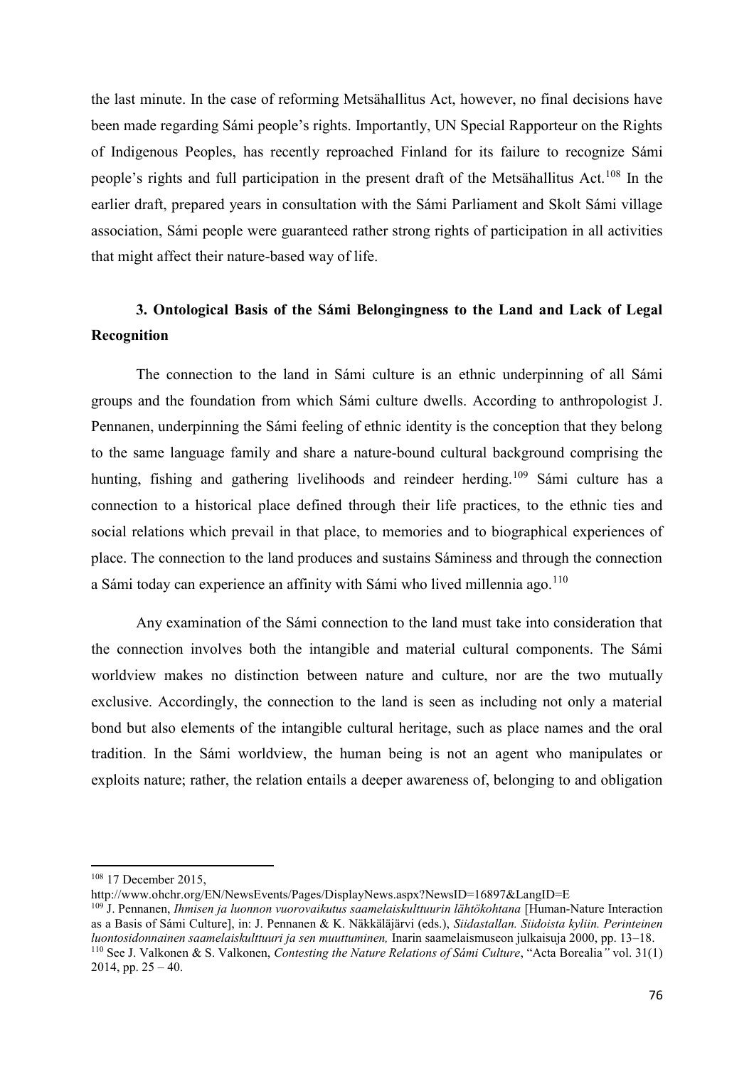the last minute. In the case of reforming Metsähallitus Act, however, no final decisions have been made regarding Sámi people's rights. Importantly, UN Special Rapporteur on the Rights of Indigenous Peoples, has recently reproached Finland for its failure to recognize Sámi people's rights and full participation in the present draft of the Metsähallitus Act.[108] In the earlier draft, prepared years in consultation with the Sámi Parliament and Skolt Sámi village association, Sámi people were guaranteed rather strong rights of participation in all activities that might affect their nature-based way of life.

## 3. Ontological Basis of the Sámi Belongingness to the Land and Lack of Legal Recognition

The connection to the land in Sámi culture is an ethnic underpinning of all Sámi groups and the foundation from which Sámi culture dwells. According to anthropologist J. Pennanen, underpinning the Sámi feeling of ethnic identity is the conception that they belong to the same language family and share a nature-bound cultural background comprising the hunting, fishing and gathering livelihoods and reindeer herding.[109] Sámi culture has a connection to a historical place defined through their life practices, to the ethnic ties and social relations which prevail in that place, to memories and to biographical experiences of place. The connection to the land produces and sustains Sáminess and through the connection a Sámi today can experience an affinity with Sámi who lived millennia ago.[110]

Any examination of the Sámi connection to the land must take into consideration that the connection involves both the intangible and material cultural components. The Sámi worldview makes no distinction between nature and culture, nor are the two mutually exclusive. Accordingly, the connection to the land is seen as including not only a material bond but also elements of the intangible cultural heritage, such as place names and the oral tradition. In the Sámi worldview, the human being is not an agent who manipulates or exploits nature; rather, the relation entails a deeper awareness of, belonging to and obligation

---

[108] 17 December 2015, http://www.ohchr.org/EN/NewsEvents/Pages/DisplayNews.aspx?NewsID=16897&LangID=E

[109] J. Pennanen, *Ihmisen ja luonnon vuorovaikutus saamelaiskulttuurin lähtökohtana* [Human-Nature Interaction as a Basis of Sámi Culture], in: J. Pennanen & K. Näkkäläjärvi (eds.), *Siidastallan. Siidoista kyliin. Perinteinen luontosidonnainen saamelaiskulttuuri ja sen muuttuminen,* Inarin saamelaismuseon julkaisuja 2000, pp. 13–18.

[110] See J. Valkonen & S. Valkonen, *Contesting the Nature Relations of Sámi Culture*, "Acta Borealia*"* vol. 31(1) 2014, pp. 25 – 40.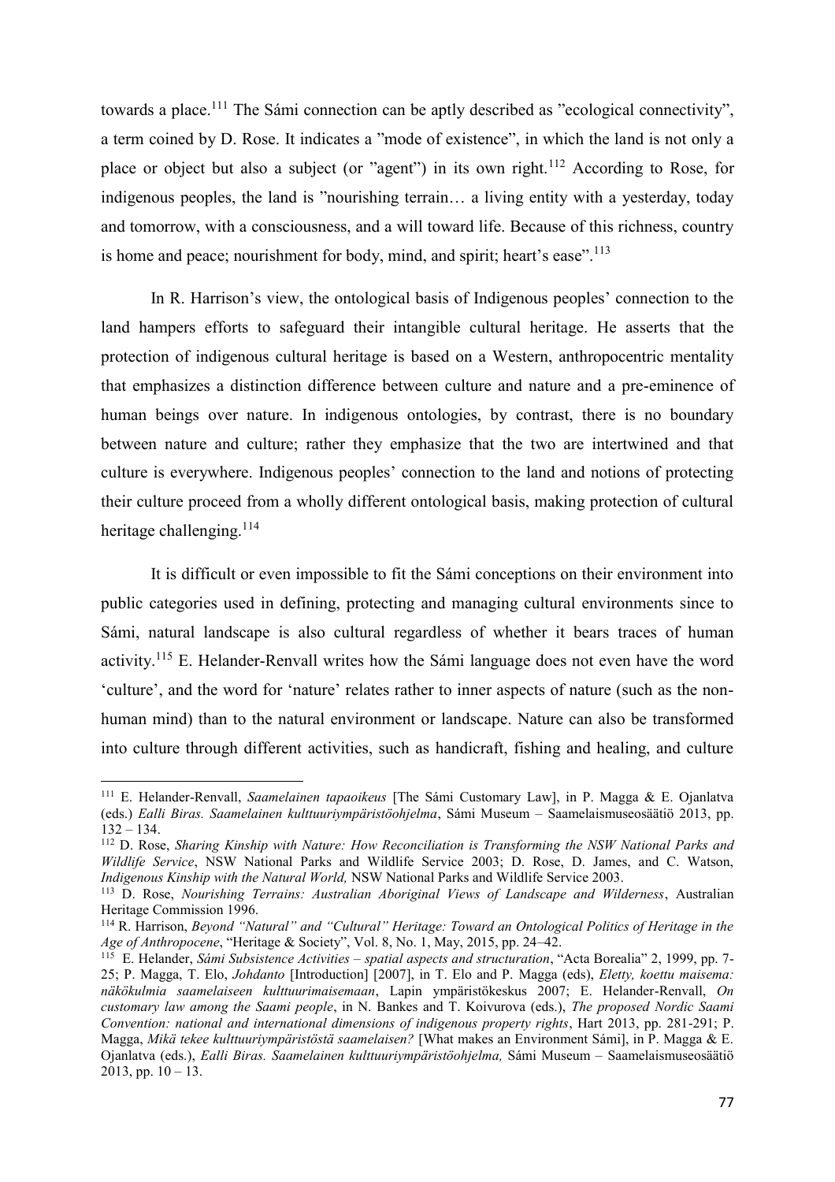towards a place.[111] The Sámi connection can be aptly described as ”ecological connectivity”, a term coined by D. Rose. It indicates a ”mode of existence”, in which the land is not only a place or object but also a subject (or ”agent”) in its own right.[112] According to Rose, for indigenous peoples, the land is ”nourishing terrain… a living entity with a yesterday, today and tomorrow, with a consciousness, and a will toward life. Because of this richness, country is home and peace; nourishment for body, mind, and spirit; heart's ease”.[113]

In R. Harrison's view, the ontological basis of Indigenous peoples' connection to the land hampers efforts to safeguard their intangible cultural heritage. He asserts that the protection of indigenous cultural heritage is based on a Western, anthropocentric mentality that emphasizes a distinction difference between culture and nature and a pre-eminence of human beings over nature. In indigenous ontologies, by contrast, there is no boundary between nature and culture; rather they emphasize that the two are intertwined and that culture is everywhere. Indigenous peoples' connection to the land and notions of protecting their culture proceed from a wholly different ontological basis, making protection of cultural heritage challenging.[114]

It is difficult or even impossible to fit the Sámi conceptions on their environment into public categories used in defining, protecting and managing cultural environments since to Sámi, natural landscape is also cultural regardless of whether it bears traces of human activity.[115] E. Helander-Renvall writes how the Sámi language does not even have the word 'culture', and the word for 'nature' relates rather to inner aspects of nature (such as the non-human mind) than to the natural environment or landscape. Nature can also be transformed into culture through different activities, such as handicraft, fishing and healing, and culture

---

[111] E. Helander-Renvall, *Saamelainen tapaoikeus* [The Sámi Customary Law], in P. Magga & E. Ojanlatva (eds.) *Ealli Biras. Saamelainen kulttuuriympäristöohjelma*, Sámi Museum – Saamelaismuseosäätiö 2013, pp. 132 – 134.

[112] D. Rose, *Sharing Kinship with Nature: How Reconciliation is Transforming the NSW National Parks and Wildlife Service*, NSW National Parks and Wildlife Service 2003; D. Rose, D. James, and C. Watson, *Indigenous Kinship with the Natural World,* NSW National Parks and Wildlife Service 2003.

[113] D. Rose, *Nourishing Terrains: Australian Aboriginal Views of Landscape and Wilderness*, Australian Heritage Commission 1996.

[114] R. Harrison, *Beyond "Natural" and "Cultural" Heritage: Toward an Ontological Politics of Heritage in the Age of Anthropocene*, "Heritage & Society", Vol. 8, No. 1, May, 2015, pp. 24–42.

[115] E. Helander, *Sámi Subsistence Activities – spatial aspects and structuration*, "Acta Borealia" 2, 1999, pp. 7-25; P. Magga, T. Elo, *Johdanto* [Introduction] [2007], in T. Elo and P. Magga (eds), *Eletty, koettu maisema: näkökulmia saamelaiseen kulttuurimaisemaan*, Lapin ympäristökeskus 2007; E. Helander-Renvall, *On customary law among the Saami people*, in N. Bankes and T. Koivurova (eds.), *The proposed Nordic Saami Convention: national and international dimensions of indigenous property rights*, Hart 2013, pp. 281-291; P. Magga, *Mikä tekee kulttuuriympäristöstä saamelaisen?* [What makes an Environment Sámi], in P. Magga & E. Ojanlatva (eds.), *Ealli Biras. Saamelainen kulttuuriympäristöohjelma,* Sámi Museum – Saamelaismuseosäätiö 2013, pp. 10 – 13.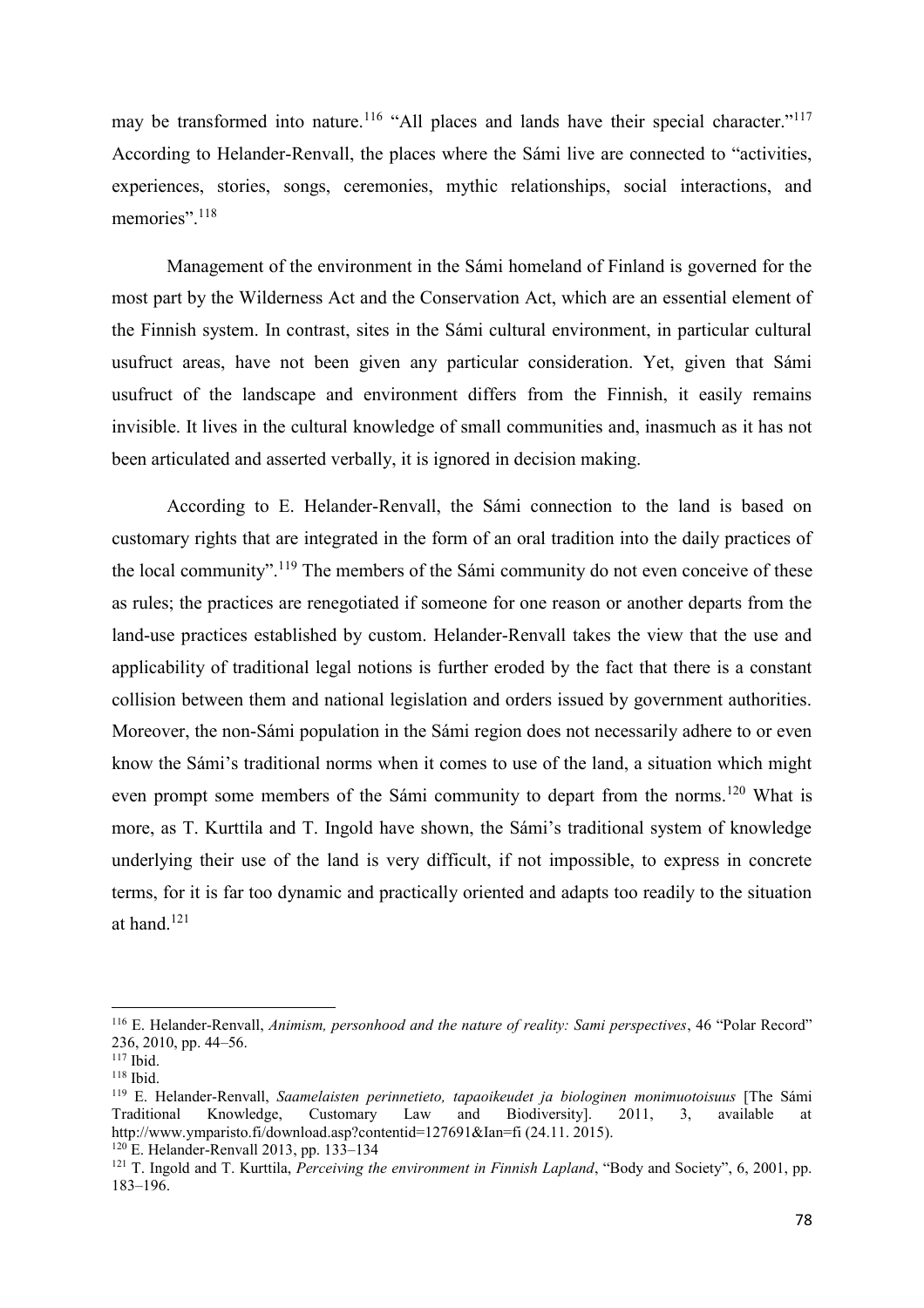may be transformed into nature.[116] "All places and lands have their special character."[117] According to Helander-Renvall, the places where the Sámi live are connected to "activities, experiences, stories, songs, ceremonies, mythic relationships, social interactions, and memories".[118]

Management of the environment in the Sámi homeland of Finland is governed for the most part by the Wilderness Act and the Conservation Act, which are an essential element of the Finnish system. In contrast, sites in the Sámi cultural environment, in particular cultural usufruct areas, have not been given any particular consideration. Yet, given that Sámi usufruct of the landscape and environment differs from the Finnish, it easily remains invisible. It lives in the cultural knowledge of small communities and, inasmuch as it has not been articulated and asserted verbally, it is ignored in decision making.

According to E. Helander-Renvall, the Sámi connection to the land is based on customary rights that are integrated in the form of an oral tradition into the daily practices of the local community".[119] The members of the Sámi community do not even conceive of these as rules; the practices are renegotiated if someone for one reason or another departs from the land-use practices established by custom. Helander-Renvall takes the view that the use and applicability of traditional legal notions is further eroded by the fact that there is a constant collision between them and national legislation and orders issued by government authorities. Moreover, the non-Sámi population in the Sámi region does not necessarily adhere to or even know the Sámi's traditional norms when it comes to use of the land, a situation which might even prompt some members of the Sámi community to depart from the norms.[120] What is more, as T. Kurttila and T. Ingold have shown, the Sámi's traditional system of knowledge underlying their use of the land is very difficult, if not impossible, to express in concrete terms, for it is far too dynamic and practically oriented and adapts too readily to the situation at hand.[121]

---

[116] E. Helander-Renvall, *Animism, personhood and the nature of reality: Sami perspectives*, 46 "Polar Record" 236, 2010, pp. 44–56.

[117] Ibid.

[118] Ibid.

[119] E. Helander-Renvall, *Saamelaisten perinnetieto, tapaoikeudet ja biologinen monimuotoisuus* [The Sámi Traditional Knowledge, Customary Law and Biodiversity]. 2011, 3, available at http://www.ymparisto.fi/download.asp?contentid=127691&lan=fi (24.11. 2015).

[120] E. Helander-Renvall 2013, pp. 133–134

[121] T. Ingold and T. Kurttila, *Perceiving the environment in Finnish Lapland*, "Body and Society", 6, 2001, pp. 183–196.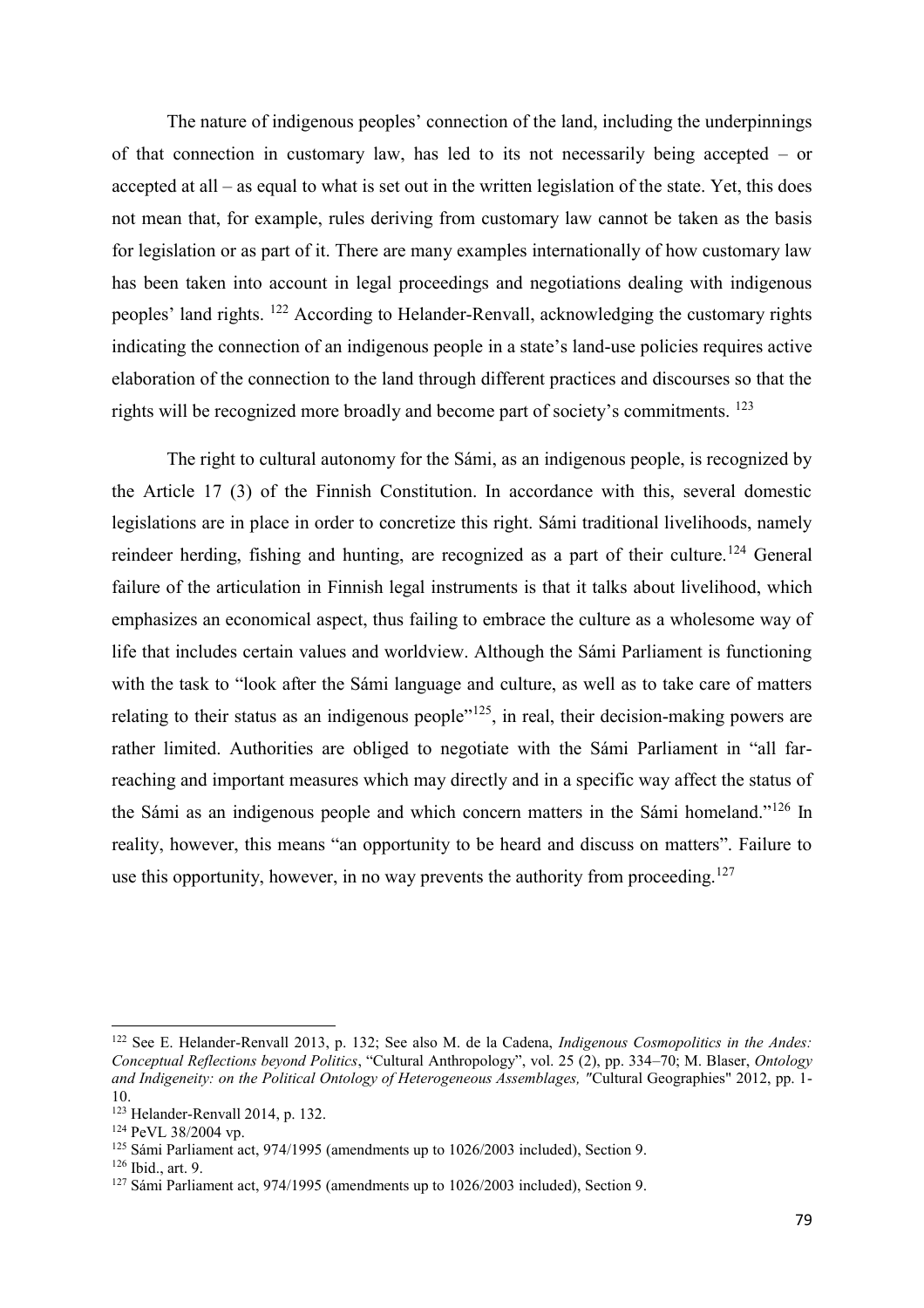The nature of indigenous peoples' connection of the land, including the underpinnings of that connection in customary law, has led to its not necessarily being accepted – or accepted at all – as equal to what is set out in the written legislation of the state. Yet, this does not mean that, for example, rules deriving from customary law cannot be taken as the basis for legislation or as part of it. There are many examples internationally of how customary law has been taken into account in legal proceedings and negotiations dealing with indigenous peoples' land rights. [122] According to Helander-Renvall, acknowledging the customary rights indicating the connection of an indigenous people in a state's land-use policies requires active elaboration of the connection to the land through different practices and discourses so that the rights will be recognized more broadly and become part of society's commitments. [123]

The right to cultural autonomy for the Sámi, as an indigenous people, is recognized by the Article 17 (3) of the Finnish Constitution. In accordance with this, several domestic legislations are in place in order to concretize this right. Sámi traditional livelihoods, namely reindeer herding, fishing and hunting, are recognized as a part of their culture.[124] General failure of the articulation in Finnish legal instruments is that it talks about livelihood, which emphasizes an economical aspect, thus failing to embrace the culture as a wholesome way of life that includes certain values and worldview. Although the Sámi Parliament is functioning with the task to "look after the Sámi language and culture, as well as to take care of matters relating to their status as an indigenous people"[125], in real, their decision-making powers are rather limited. Authorities are obliged to negotiate with the Sámi Parliament in "all far-reaching and important measures which may directly and in a specific way affect the status of the Sámi as an indigenous people and which concern matters in the Sámi homeland."[126] In reality, however, this means "an opportunity to be heard and discuss on matters". Failure to use this opportunity, however, in no way prevents the authority from proceeding.[127]

---

[122] See E. Helander-Renvall 2013, p. 132; See also M. de la Cadena, *Indigenous Cosmopolitics in the Andes: Conceptual Reflections beyond Politics*, "Cultural Anthropology", vol. 25 (2), pp. 334–70; M. Blaser, *Ontology and Indigeneity: on the Political Ontology of Heterogeneous Assemblages,* "Cultural Geographies" 2012, pp. 1-10.

[123] Helander-Renvall 2014, p. 132.

[124] PeVL 38/2004 vp.

[125] Sámi Parliament act, 974/1995 (amendments up to 1026/2003 included), Section 9.

[126] Ibid., art. 9.

[127] Sámi Parliament act, 974/1995 (amendments up to 1026/2003 included), Section 9.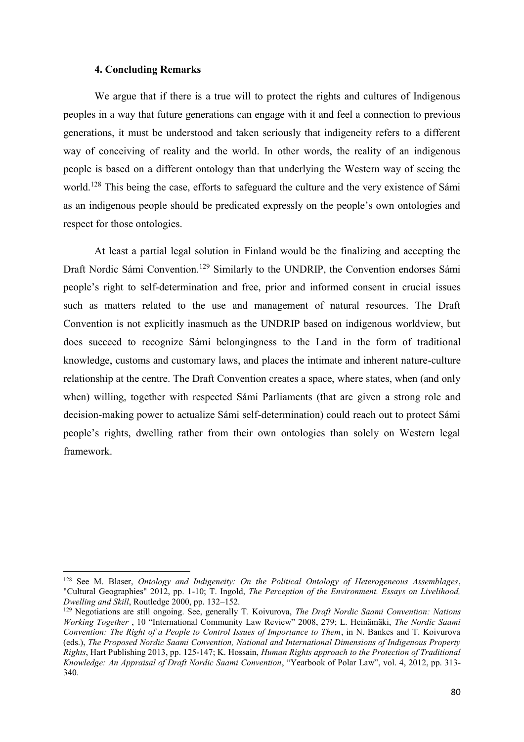### 4. Concluding Remarks

We argue that if there is a true will to protect the rights and cultures of Indigenous peoples in a way that future generations can engage with it and feel a connection to previous generations, it must be understood and taken seriously that indigeneity refers to a different way of conceiving of reality and the world. In other words, the reality of an indigenous people is based on a different ontology than that underlying the Western way of seeing the world.[128] This being the case, efforts to safeguard the culture and the very existence of Sámi as an indigenous people should be predicated expressly on the people's own ontologies and respect for those ontologies.

At least a partial legal solution in Finland would be the finalizing and accepting the Draft Nordic Sámi Convention.[129] Similarly to the UNDRIP, the Convention endorses Sámi people's right to self-determination and free, prior and informed consent in crucial issues such as matters related to the use and management of natural resources. The Draft Convention is not explicitly inasmuch as the UNDRIP based on indigenous worldview, but does succeed to recognize Sámi belongingness to the Land in the form of traditional knowledge, customs and customary laws, and places the intimate and inherent nature-culture relationship at the centre. The Draft Convention creates a space, where states, when (and only when) willing, together with respected Sámi Parliaments (that are given a strong role and decision-making power to actualize Sámi self-determination) could reach out to protect Sámi people's rights, dwelling rather from their own ontologies than solely on Western legal framework.

---

[128] See M. Blaser, *Ontology and Indigeneity: On the Political Ontology of Heterogeneous Assemblages*, "Cultural Geographies" 2012, pp. 1-10; T. Ingold, *The Perception of the Environment. Essays on Livelihood, Dwelling and Skill*, Routledge 2000, pp. 132–152.

[129] Negotiations are still ongoing. See, generally T. Koivurova, *The Draft Nordic Saami Convention: Nations Working Together* , 10 "International Community Law Review" 2008, 279; L. Heinämäki, *The Nordic Saami Convention: The Right of a People to Control Issues of Importance to Them*, in N. Bankes and T. Koivurova (eds.), *The Proposed Nordic Saami Convention, National and International Dimensions of Indigenous Property Rights*, Hart Publishing 2013, pp. 125-147; K. Hossain, *Human Rights approach to the Protection of Traditional Knowledge: An Appraisal of Draft Nordic Saami Convention*, "Yearbook of Polar Law", vol. 4, 2012, pp. 313-340.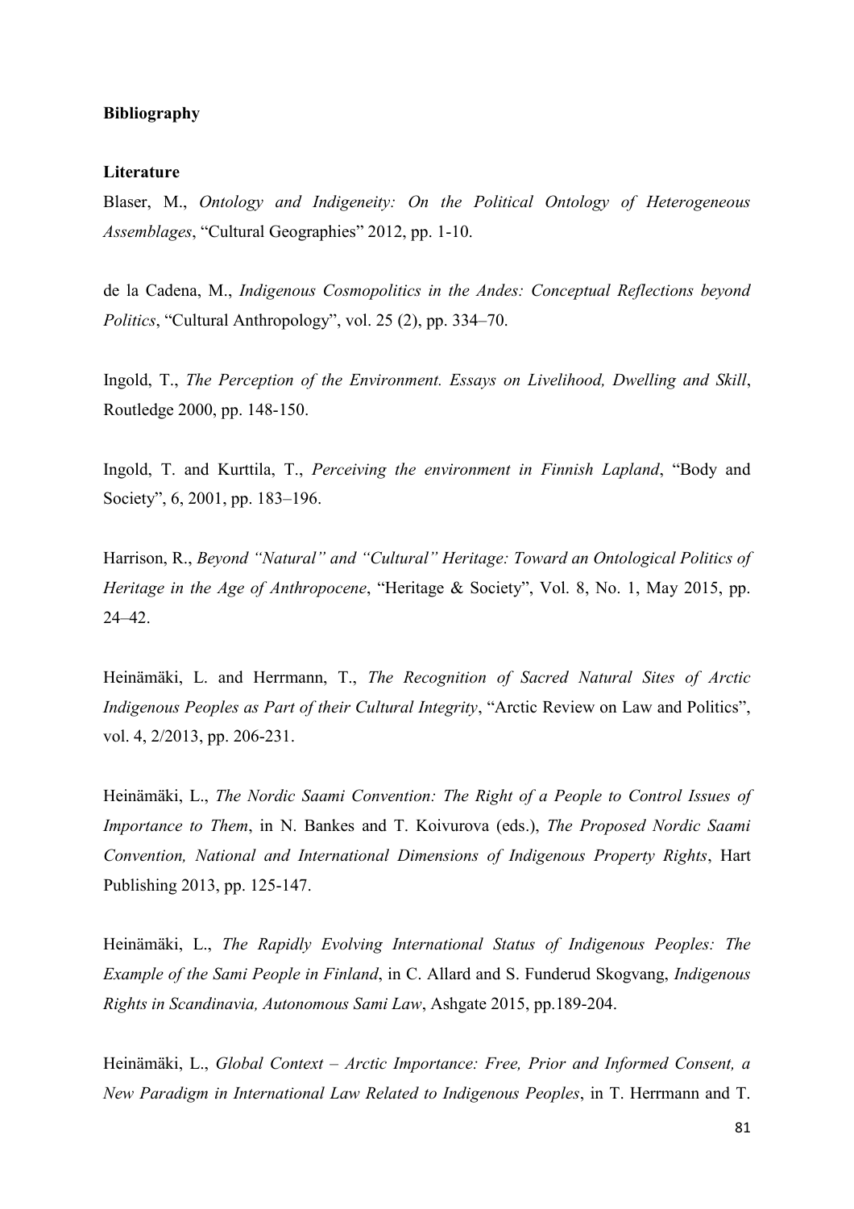**Bibliography**

**Literature**

Blaser, M., *Ontology and Indigeneity: On the Political Ontology of Heterogeneous Assemblages*, "Cultural Geographies" 2012, pp. 1-10.

de la Cadena, M., *Indigenous Cosmopolitics in the Andes: Conceptual Reflections beyond Politics*, "Cultural Anthropology", vol. 25 (2), pp. 334–70.

Ingold, T., *The Perception of the Environment. Essays on Livelihood, Dwelling and Skill*, Routledge 2000, pp. 148-150.

Ingold, T. and Kurttila, T., *Perceiving the environment in Finnish Lapland*, "Body and Society", 6, 2001, pp. 183–196.

Harrison, R., *Beyond "Natural" and "Cultural" Heritage: Toward an Ontological Politics of Heritage in the Age of Anthropocene*, "Heritage & Society", Vol. 8, No. 1, May 2015, pp. 24–42.

Heinämäki, L. and Herrmann, T., *The Recognition of Sacred Natural Sites of Arctic Indigenous Peoples as Part of their Cultural Integrity*, "Arctic Review on Law and Politics", vol. 4, 2/2013, pp. 206-231.

Heinämäki, L., *The Nordic Saami Convention: The Right of a People to Control Issues of Importance to Them*, in N. Bankes and T. Koivurova (eds.), *The Proposed Nordic Saami Convention, National and International Dimensions of Indigenous Property Rights*, Hart Publishing 2013, pp. 125-147.

Heinämäki, L., *The Rapidly Evolving International Status of Indigenous Peoples: The Example of the Sami People in Finland*, in C. Allard and S. Funderud Skogvang, *Indigenous Rights in Scandinavia, Autonomous Sami Law*, Ashgate 2015, pp.189-204.

Heinämäki, L., *Global Context – Arctic Importance: Free, Prior and Informed Consent, a New Paradigm in International Law Related to Indigenous Peoples*, in T. Herrmann and T.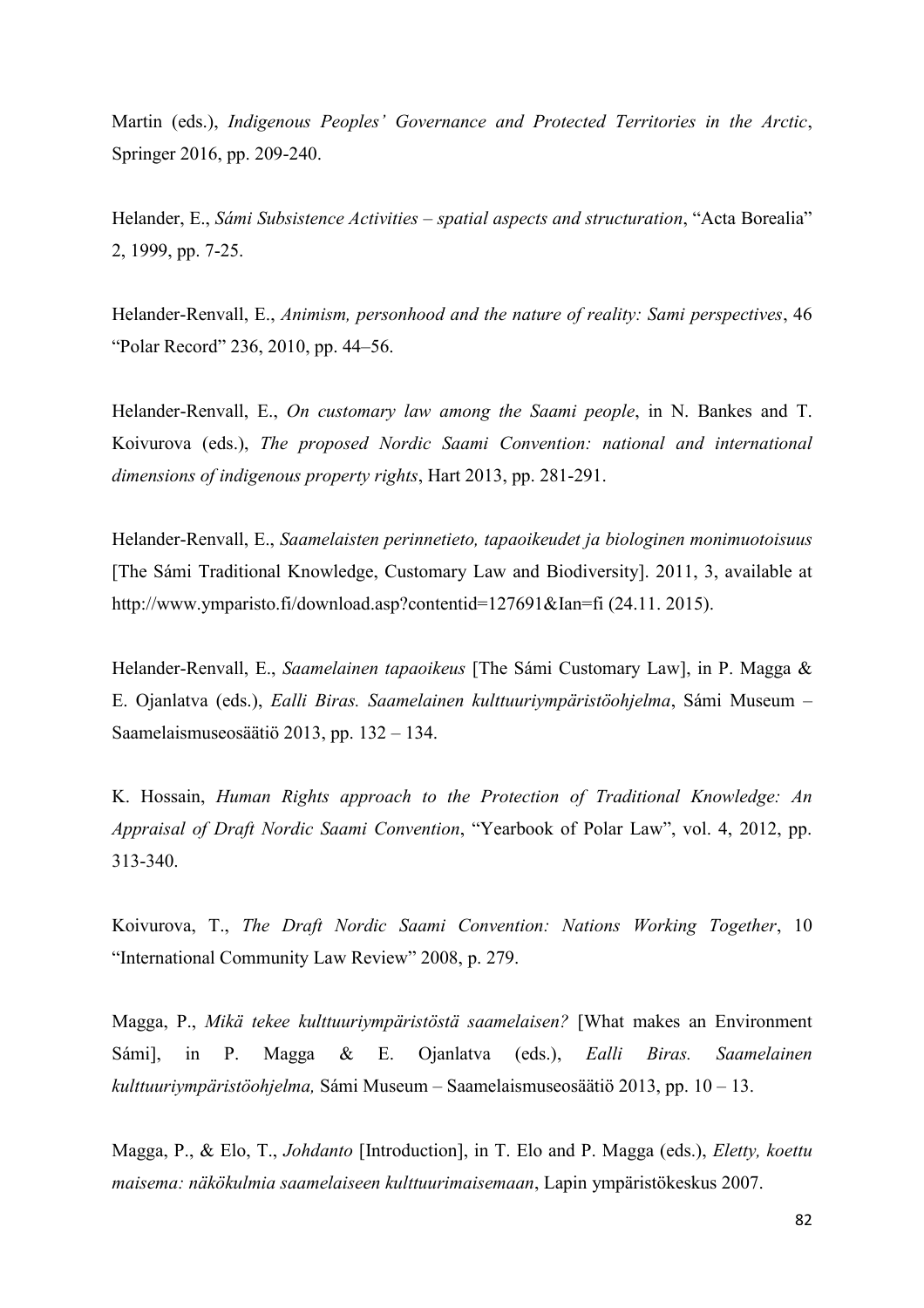Martin (eds.), *Indigenous Peoples' Governance and Protected Territories in the Arctic*, Springer 2016, pp. 209-240.

Helander, E., *Sámi Subsistence Activities – spatial aspects and structuration*, "Acta Borealia" 2, 1999, pp. 7-25.

Helander-Renvall, E., *Animism, personhood and the nature of reality: Sami perspectives*, 46 "Polar Record" 236, 2010, pp. 44–56.

Helander-Renvall, E., *On customary law among the Saami people*, in N. Bankes and T. Koivurova (eds.), *The proposed Nordic Saami Convention: national and international dimensions of indigenous property rights*, Hart 2013, pp. 281-291.

Helander-Renvall, E., *Saamelaisten perinnetieto, tapaoikeudet ja biologinen monimuotoisuus* [The Sámi Traditional Knowledge, Customary Law and Biodiversity]. 2011, 3, available at http://www.ymparisto.fi/download.asp?contentid=127691&Ian=fi (24.11. 2015).

Helander-Renvall, E., *Saamelainen tapaoikeus* [The Sámi Customary Law], in P. Magga & E. Ojanlatva (eds.), *Ealli Biras. Saamelainen kulttuuriympäristöohjelma*, Sámi Museum – Saamelaismuseosäätiö 2013, pp. 132 – 134.

K. Hossain, *Human Rights approach to the Protection of Traditional Knowledge: An Appraisal of Draft Nordic Saami Convention*, "Yearbook of Polar Law", vol. 4, 2012, pp. 313-340.

Koivurova, T., *The Draft Nordic Saami Convention: Nations Working Together*, 10 "International Community Law Review" 2008, p. 279.

Magga, P., *Mikä tekee kulttuuriympäristöstä saamelaisen?* [What makes an Environment Sámi], in P. Magga & E. Ojanlatva (eds.), *Ealli Biras. Saamelainen kulttuuriympäristöohjelma,* Sámi Museum – Saamelaismuseosäätiö 2013, pp. 10 – 13.

Magga, P., & Elo, T., *Johdanto* [Introduction], in T. Elo and P. Magga (eds.), *Eletty, koettu maisema: näkökulmia saamelaiseen kulttuurimaisemaan*, Lapin ympäristökeskus 2007.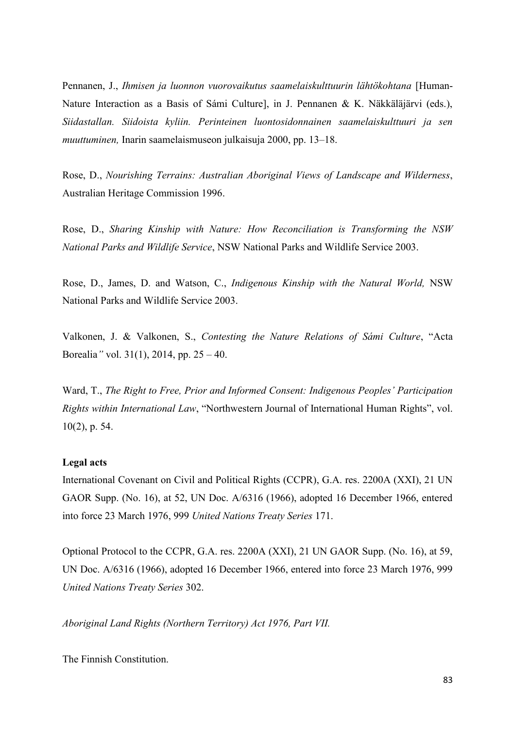Pennanen, J., *Ihmisen ja luonnon vuorovaikutus saamelaiskulttuurin lähtökohtana* [Human-Nature Interaction as a Basis of Sámi Culture], in J. Pennanen & K. Näkkäläjärvi (eds.), *Siidastallan. Siidoista kyliin. Perinteinen luontosidonnainen saamelaiskulttuuri ja sen muuttuminen,* Inarin saamelaismuseon julkaisuja 2000, pp. 13–18.

Rose, D., *Nourishing Terrains: Australian Aboriginal Views of Landscape and Wilderness*, Australian Heritage Commission 1996.

Rose, D., *Sharing Kinship with Nature: How Reconciliation is Transforming the NSW National Parks and Wildlife Service*, NSW National Parks and Wildlife Service 2003.

Rose, D., James, D. and Watson, C., *Indigenous Kinship with the Natural World,* NSW National Parks and Wildlife Service 2003.

Valkonen, J. & Valkonen, S., *Contesting the Nature Relations of Sámi Culture*, "Acta Borealia*"* vol. 31(1), 2014, pp. 25 – 40.

Ward, T., *The Right to Free, Prior and Informed Consent: Indigenous Peoples' Participation Rights within International Law*, "Northwestern Journal of International Human Rights", vol. 10(2), p. 54.

**Legal acts**

International Covenant on Civil and Political Rights (CCPR), G.A. res. 2200A (XXI), 21 UN GAOR Supp. (No. 16), at 52, UN Doc. A/6316 (1966), adopted 16 December 1966, entered into force 23 March 1976, 999 *United Nations Treaty Series* 171.

Optional Protocol to the CCPR, G.A. res. 2200A (XXI), 21 UN GAOR Supp. (No. 16), at 59, UN Doc. A/6316 (1966), adopted 16 December 1966, entered into force 23 March 1976, 999 *United Nations Treaty Series* 302.

*Aboriginal Land Rights (Northern Territory) Act 1976, Part VII.*

The Finnish Constitution.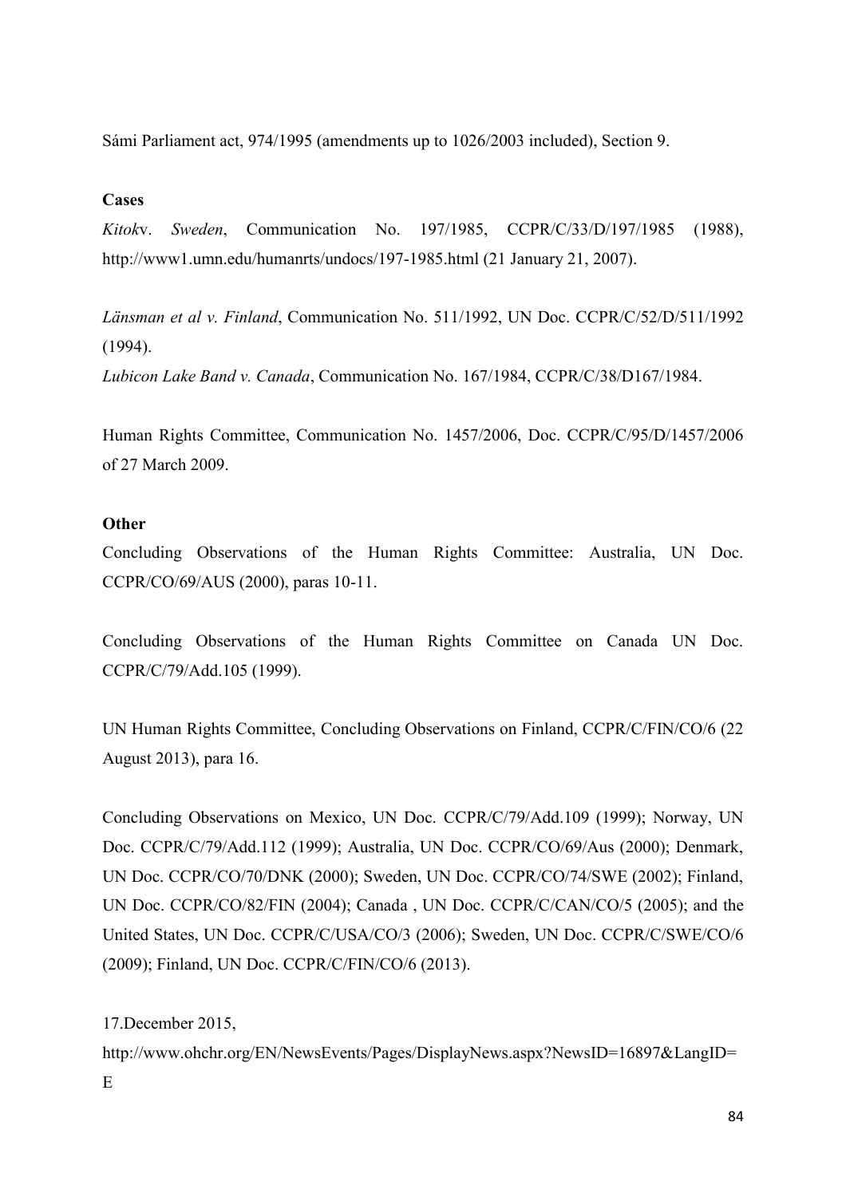Sámi Parliament act, 974/1995 (amendments up to 1026/2003 included), Section 9.

**Cases**

*Kitok*v. *Sweden*, Communication No. 197/1985, CCPR/C/33/D/197/1985 (1988), http://www1.umn.edu/humanrts/undocs/197-1985.html (21 January 21, 2007).

*Länsman et al v. Finland*, Communication No. 511/1992, UN Doc. CCPR/C/52/D/511/1992 (1994).

*Lubicon Lake Band v. Canada*, Communication No. 167/1984, CCPR/C/38/D167/1984.

Human Rights Committee, Communication No. 1457/2006, Doc. CCPR/C/95/D/1457/2006 of 27 March 2009.

**Other**

Concluding Observations of the Human Rights Committee: Australia, UN Doc. CCPR/CO/69/AUS (2000), paras 10-11.

Concluding Observations of the Human Rights Committee on Canada UN Doc. CCPR/C/79/Add.105 (1999).

UN Human Rights Committee, Concluding Observations on Finland, CCPR/C/FIN/CO/6 (22 August 2013), para 16.

Concluding Observations on Mexico, UN Doc. CCPR/C/79/Add.109 (1999); Norway, UN Doc. CCPR/C/79/Add.112 (1999); Australia, UN Doc. CCPR/CO/69/Aus (2000); Denmark, UN Doc. CCPR/CO/70/DNK (2000); Sweden, UN Doc. CCPR/CO/74/SWE (2002); Finland, UN Doc. CCPR/CO/82/FIN (2004); Canada , UN Doc. CCPR/C/CAN/CO/5 (2005); and the United States, UN Doc. CCPR/C/USA/CO/3 (2006); Sweden, UN Doc. CCPR/C/SWE/CO/6 (2009); Finland, UN Doc. CCPR/C/FIN/CO/6 (2013).

17.December 2015, http://www.ohchr.org/EN/NewsEvents/Pages/DisplayNews.aspx?NewsID=16897&LangID=E